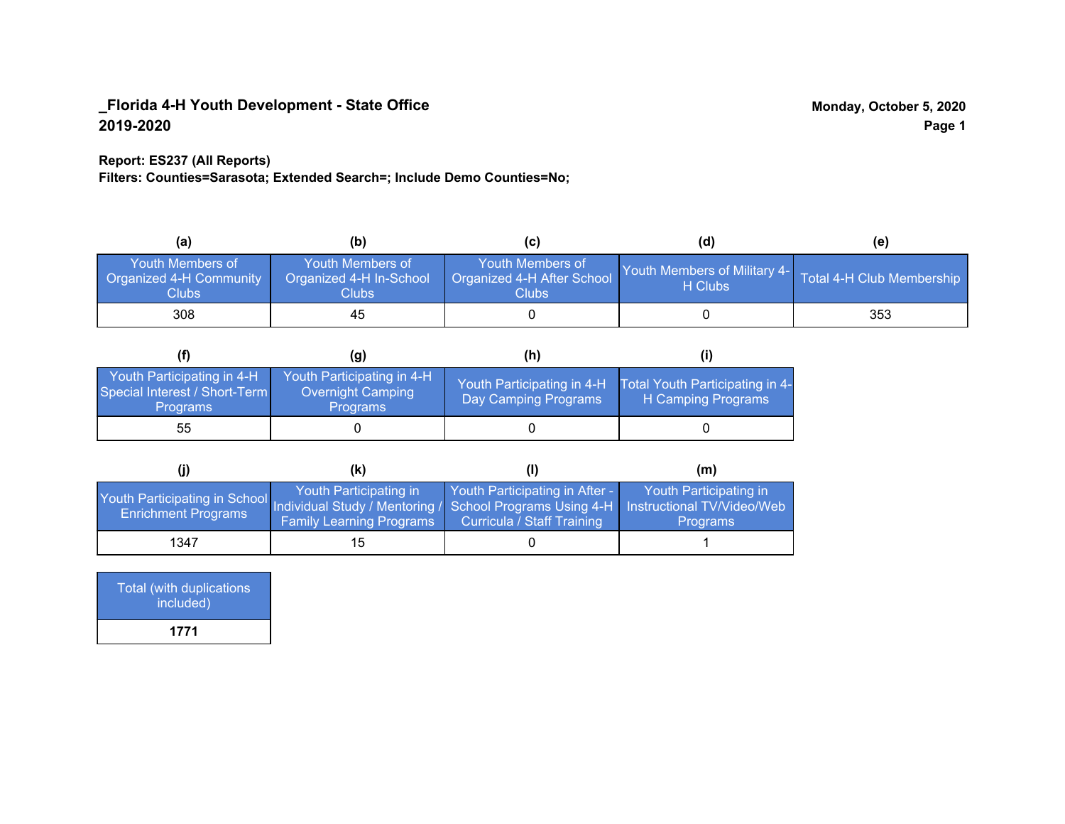**_Florida 4-H Youth Development - State Office**
**2019-2020**

**Monday, October 5, 2020**

**Report: ES237 (All Reports)**
**Filters: Counties=Sarasota; Extended Search=; Include Demo Counties=No;**

| (a) | (b) | (c) | (d) | (e) |
|---|---|---|---|---|
| Youth Members of Organized 4-H Community Clubs | Youth Members of Organized 4-H In-School Clubs | Youth Members of Organized 4-H After School Clubs | Youth Members of Military 4-H Clubs | Total 4-H Club Membership |
| 308 | 45 | 0 | 0 | 353 |

| (f) | (g) | (h) | (i) |
|---|---|---|---|
| Youth Participating in 4-H Special Interest / Short-Term Programs | Youth Participating in 4-H Overnight Camping Programs | Youth Participating in 4-H Day Camping Programs | Total Youth Participating in 4-H Camping Programs |
| 55 | 0 | 0 | 0 |

| (j) | (k) | (l) | (m) |
|---|---|---|---|
| Youth Participating in School Enrichment Programs | Youth Participating in Individual Study / Mentoring / Family Learning Programs | Youth Participating in After - School Programs Using 4-H Curricula / Staff Training | Youth Participating in Instructional TV/Video/Web Programs |
| 1347 | 15 | 0 | 1 |

| Total (with duplications included) |
|---|
| **1771** |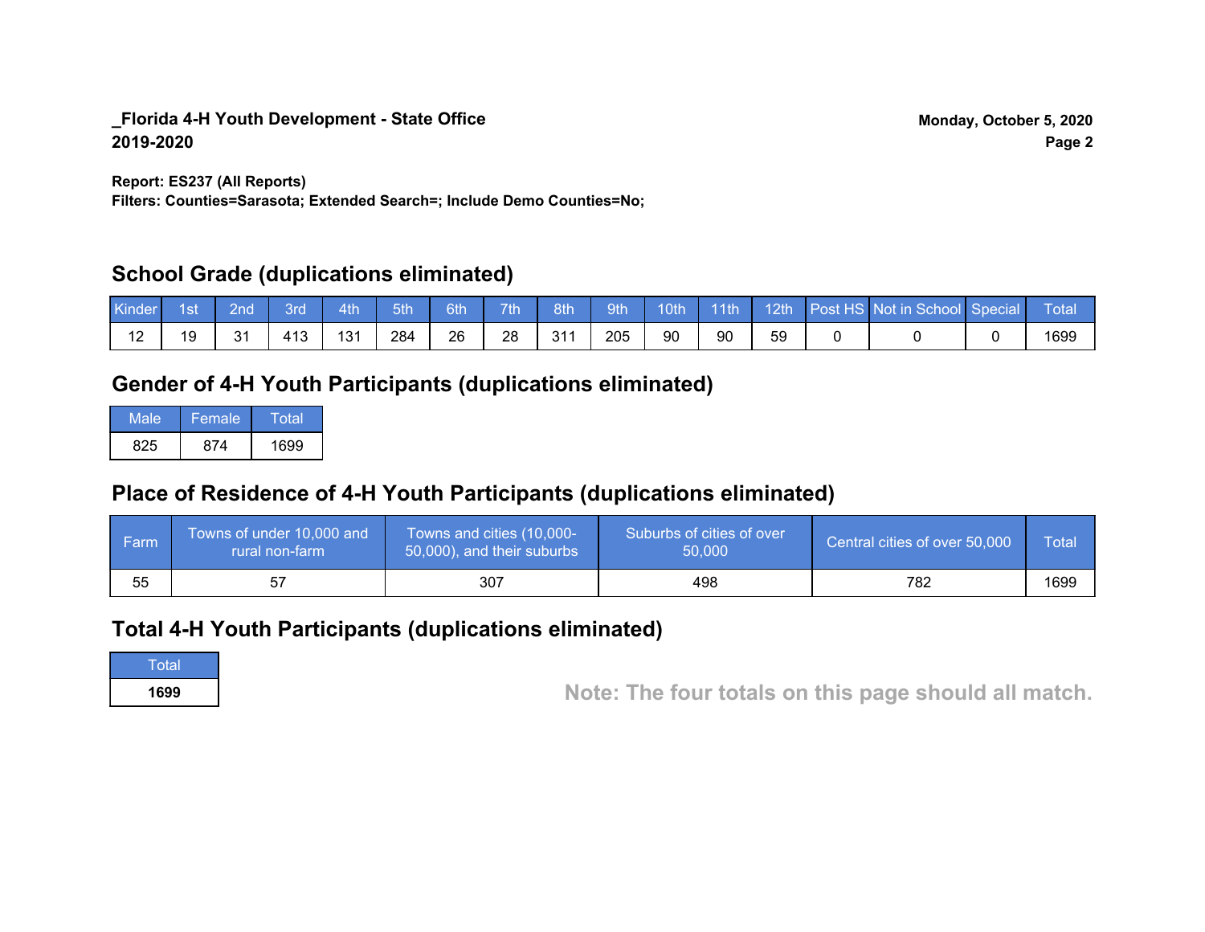**_Florida 4-H Youth Development - State Office**
**2019-2020**

**Monday, October 5, 2020**

**Report: ES237 (All Reports)**
**Filters: Counties=Sarasota; Extended Search=; Include Demo Counties=No;**

## School Grade (duplications eliminated)

| Kinder | 1st | 2nd | 3rd | 4th | 5th | 6th | 7th | 8th | 9th | 10th | 11th | 12th | Post HS | Not in School | Special | Total |
|---|---|---|---|---|---|---|---|---|---|---|---|---|---|---|---|---|
| 12 | 19 | 31 | 413 | 131 | 284 | 26 | 28 | 311 | 205 | 90 | 90 | 59 | 0 | 0 | 0 | 1699 |

## Gender of 4-H Youth Participants (duplications eliminated)

| Male | Female | Total |
|---|---|---|
| 825 | 874 | 1699 |

## Place of Residence of 4-H Youth Participants (duplications eliminated)

| Farm | Towns of under 10,000 and rural non-farm | Towns and cities (10,000-50,000), and their suburbs | Suburbs of cities of over 50,000 | Central cities of over 50,000 | Total |
|---|---|---|---|---|---|
| 55 | 57 | 307 | 498 | 782 | 1699 |

## Total 4-H Youth Participants (duplications eliminated)

| Total |
|---|
| **1699** |

**Note: The four totals on this page should all match.**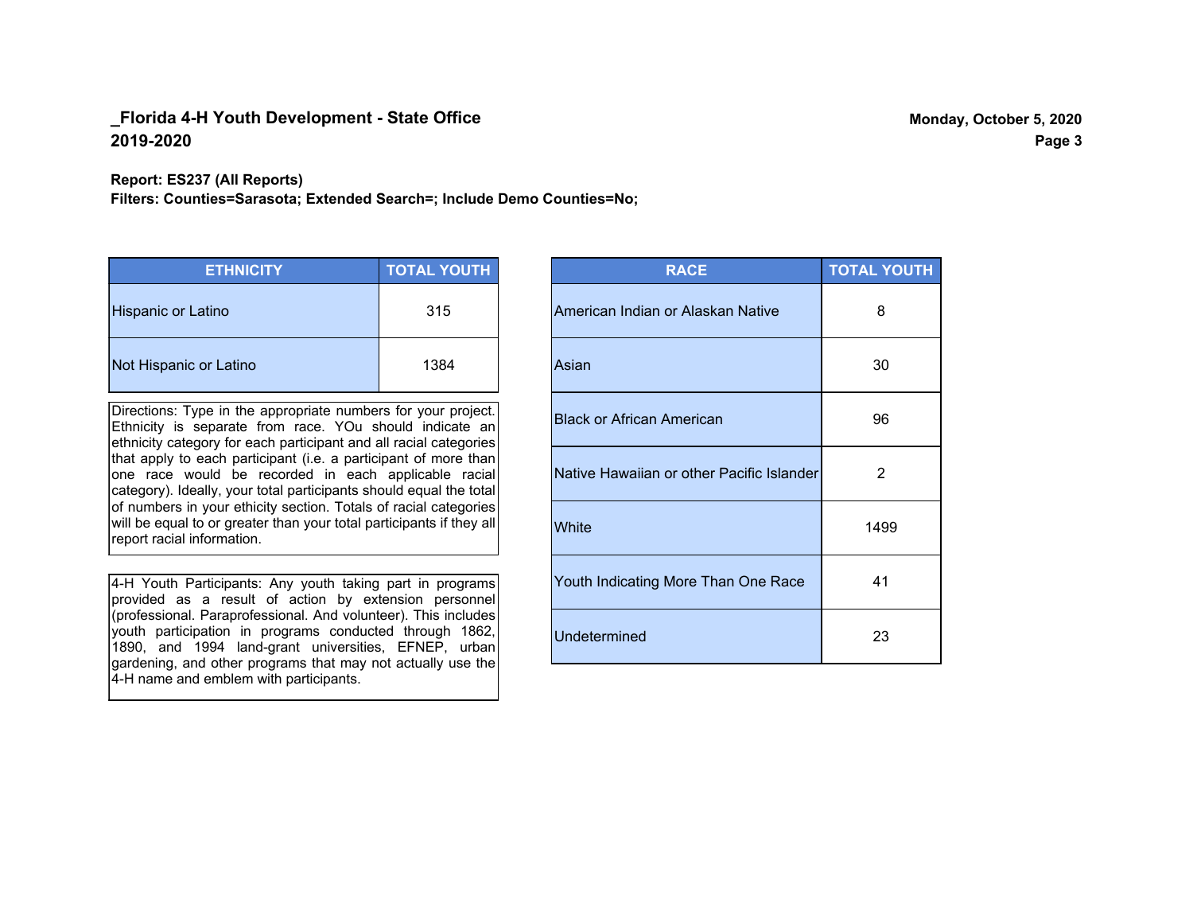**_Florida 4-H Youth Development - State Office**
**2019-2020**

**Monday, October 5, 2020**

**Report: ES237 (All Reports)**
**Filters: Counties=Sarasota; Extended Search=; Include Demo Counties=No;**

| ETHNICITY | TOTAL YOUTH |
|---|---|
| Hispanic or Latino | 315 |
| Not Hispanic or Latino | 1384 |

Directions: Type in the appropriate numbers for your project. Ethnicity is separate from race. YOu should indicate an ethnicity category for each participant and all racial categories that apply to each participant (i.e. a participant of more than one race would be recorded in each applicable racial category). Ideally, your total participants should equal the total of numbers in your ethicity section. Totals of racial categories will be equal to or greater than your total participants if they all report racial information.

4-H Youth Participants: Any youth taking part in programs provided as a result of action by extension personnel (professional. Paraprofessional. And volunteer). This includes youth participation in programs conducted through 1862, 1890, and 1994 land-grant universities, EFNEP, urban gardening, and other programs that may not actually use the 4-H name and emblem with participants.

| RACE | TOTAL YOUTH |
|---|---|
| American Indian or Alaskan Native | 8 |
| Asian | 30 |
| Black or African American | 96 |
| Native Hawaiian or other Pacific Islander | 2 |
| White | 1499 |
| Youth Indicating More Than One Race | 41 |
| Undetermined | 23 |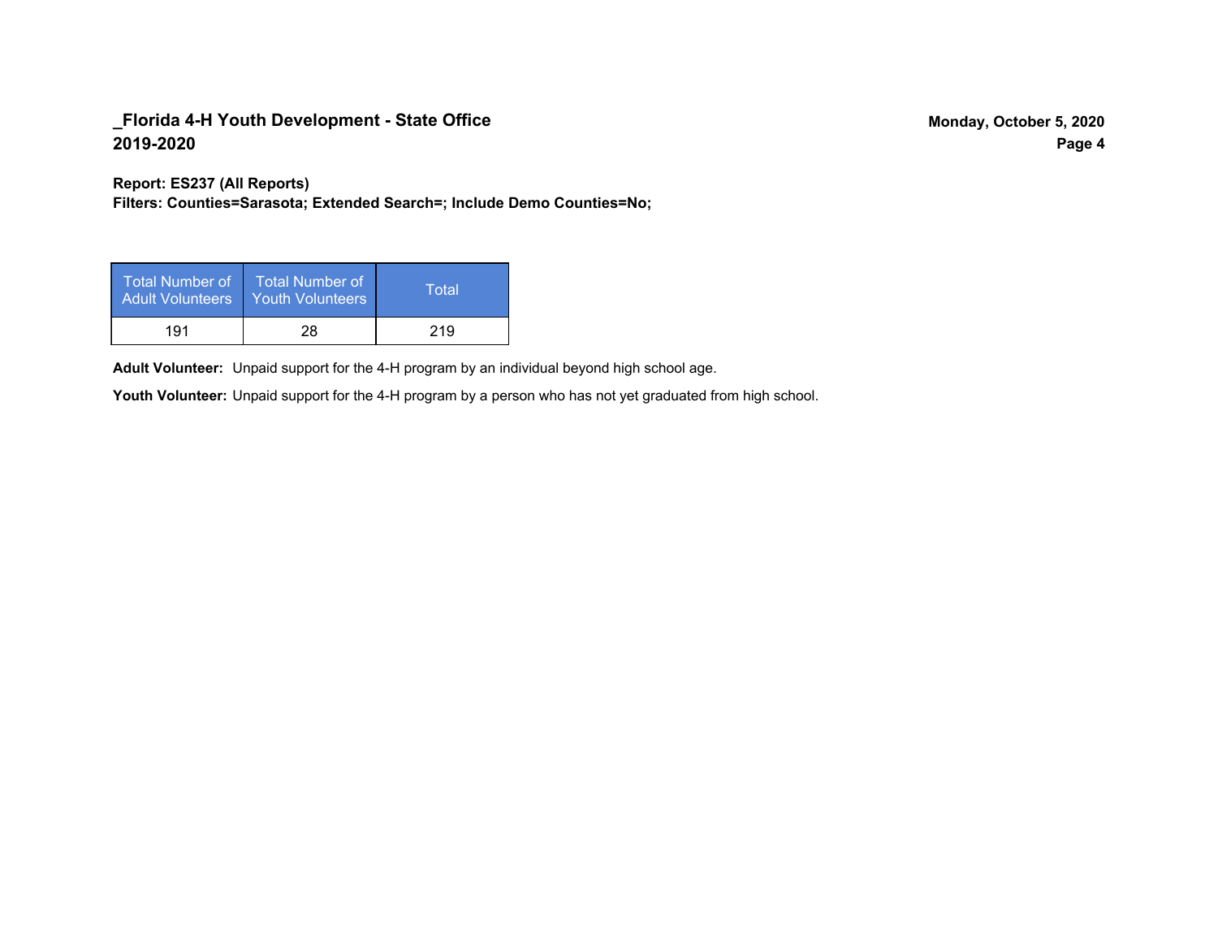## _Florida 4-H Youth Development - State Office
## 2019-2020

Monday, October 5, 2020

**Report: ES237 (All Reports)**
**Filters: Counties=Sarasota; Extended Search=; Include Demo Counties=No;**

| Total Number of Adult Volunteers | Total Number of Youth Volunteers | Total |
|---|---|---|
| 191 | 28 | 219 |

**Adult Volunteer:** Unpaid support for the 4-H program by an individual beyond high school age.

**Youth Volunteer:** Unpaid support for the 4-H program by a person who has not yet graduated from high school.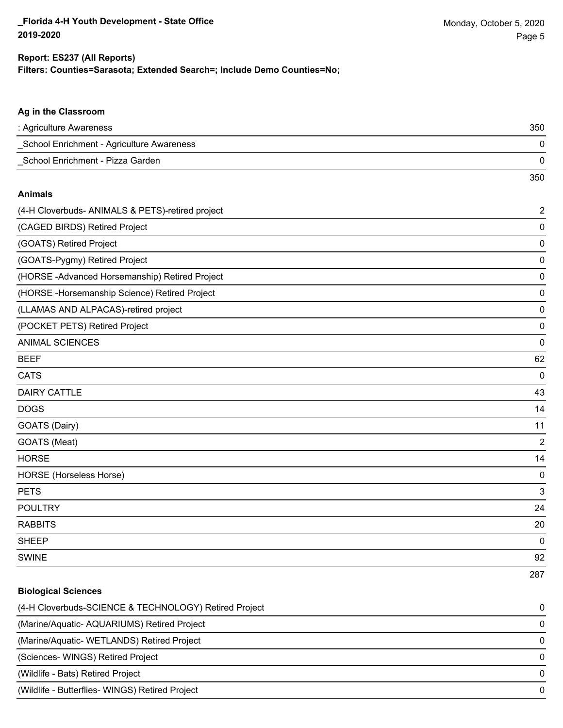**Report: ES237 (All Reports)**
**Filters: Counties=Sarasota; Extended Search=; Include Demo Counties=No;**

### Ag in the Classroom

| Project | Count |
|---|---|
| : Agriculture Awareness | 350 |
| _School Enrichment - Agriculture Awareness | 0 |
| _School Enrichment - Pizza Garden | 0 |
| | 350 |

### Animals

| Project | Count |
|---|---|
| (4-H Cloverbuds- ANIMALS & PETS)-retired project | 2 |
| (CAGED BIRDS) Retired Project | 0 |
| (GOATS) Retired Project | 0 |
| (GOATS-Pygmy) Retired Project | 0 |
| (HORSE -Advanced Horsemanship) Retired Project | 0 |
| (HORSE -Horsemanship Science) Retired Project | 0 |
| (LLAMAS AND ALPACAS)-retired project | 0 |
| (POCKET PETS) Retired Project | 0 |
| ANIMAL SCIENCES | 0 |
| BEEF | 62 |
| CATS | 0 |
| DAIRY CATTLE | 43 |
| DOGS | 14 |
| GOATS (Dairy) | 11 |
| GOATS (Meat) | 2 |
| HORSE | 14 |
| HORSE (Horseless Horse) | 0 |
| PETS | 3 |
| POULTRY | 24 |
| RABBITS | 20 |
| SHEEP | 0 |
| SWINE | 92 |
| | 287 |

### Biological Sciences

| Project | Count |
|---|---|
| (4-H Cloverbuds-SCIENCE & TECHNOLOGY) Retired Project | 0 |
| (Marine/Aquatic- AQUARIUMS) Retired Project | 0 |
| (Marine/Aquatic- WETLANDS) Retired Project | 0 |
| (Sciences- WINGS) Retired Project | 0 |
| (Wildlife - Bats) Retired Project | 0 |
| (Wildlife - Butterflies- WINGS) Retired Project | 0 |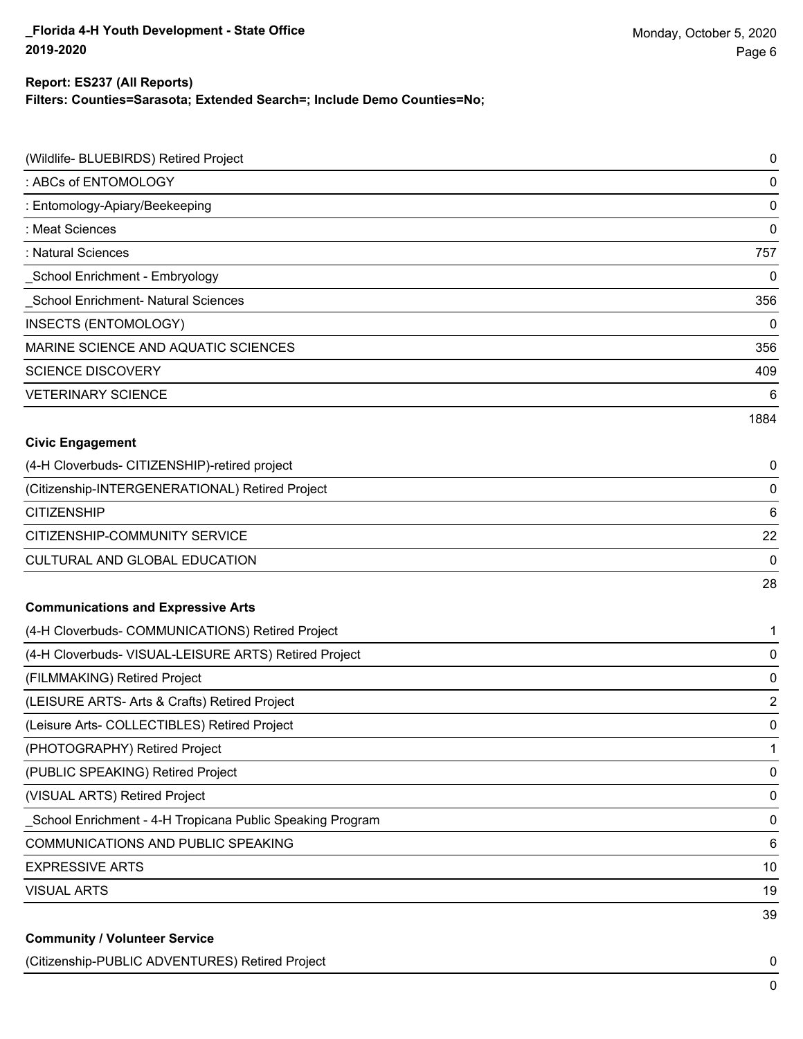**Report: ES237 (All Reports)**
**Filters: Counties=Sarasota; Extended Search=; Include Demo Counties=No;**

| | |
|---|---|
| (Wildlife- BLUEBIRDS) Retired Project | 0 |
| : ABCs of ENTOMOLOGY | 0 |
| : Entomology-Apiary/Beekeeping | 0 |
| : Meat Sciences | 0 |
| : Natural Sciences | 757 |
| _School Enrichment - Embryology | 0 |
| _School Enrichment- Natural Sciences | 356 |
| INSECTS (ENTOMOLOGY) | 0 |
| MARINE SCIENCE AND AQUATIC SCIENCES | 356 |
| SCIENCE DISCOVERY | 409 |
| VETERINARY SCIENCE | 6 |
| | 1884 |

**Civic Engagement**

| | |
|---|---|
| (4-H Cloverbuds- CITIZENSHIP)-retired project | 0 |
| (Citizenship-INTERGENERATIONAL) Retired Project | 0 |
| CITIZENSHIP | 6 |
| CITIZENSHIP-COMMUNITY SERVICE | 22 |
| CULTURAL AND GLOBAL EDUCATION | 0 |
| | 28 |

**Communications and Expressive Arts**

| | |
|---|---|
| (4-H Cloverbuds- COMMUNICATIONS) Retired Project | 1 |
| (4-H Cloverbuds- VISUAL-LEISURE ARTS) Retired Project | 0 |
| (FILMMAKING) Retired Project | 0 |
| (LEISURE ARTS- Arts & Crafts) Retired Project | 2 |
| (Leisure Arts- COLLECTIBLES) Retired Project | 0 |
| (PHOTOGRAPHY) Retired Project | 1 |
| (PUBLIC SPEAKING) Retired Project | 0 |
| (VISUAL ARTS) Retired Project | 0 |
| _School Enrichment - 4-H Tropicana Public Speaking Program | 0 |
| COMMUNICATIONS AND PUBLIC SPEAKING | 6 |
| EXPRESSIVE ARTS | 10 |
| VISUAL ARTS | 19 |
| | 39 |

**Community / Volunteer Service**

| | |
|---|---|
| (Citizenship-PUBLIC ADVENTURES) Retired Project | 0 |
| | 0 |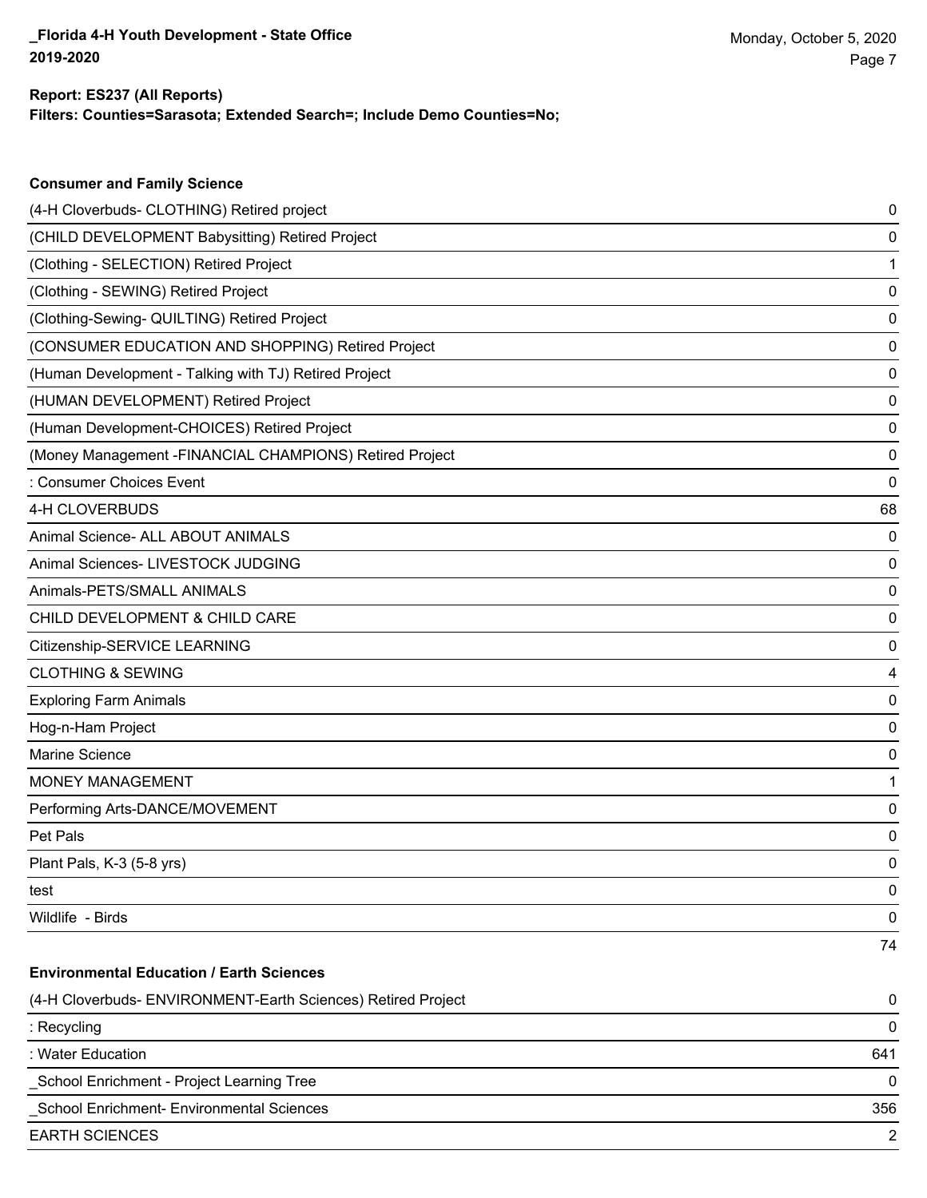**Report: ES237 (All Reports)**
**Filters: Counties=Sarasota; Extended Search=; Include Demo Counties=No;**

### Consumer and Family Science

| Project | Count |
|---|---|
| (4-H Cloverbuds- CLOTHING) Retired project | 0 |
| (CHILD DEVELOPMENT Babysitting) Retired Project | 0 |
| (Clothing - SELECTION) Retired Project | 1 |
| (Clothing - SEWING) Retired Project | 0 |
| (Clothing-Sewing- QUILTING) Retired Project | 0 |
| (CONSUMER EDUCATION AND SHOPPING) Retired Project | 0 |
| (Human Development - Talking with TJ) Retired Project | 0 |
| (HUMAN DEVELOPMENT) Retired Project | 0 |
| (Human Development-CHOICES) Retired Project | 0 |
| (Money Management -FINANCIAL CHAMPIONS) Retired Project | 0 |
| : Consumer Choices Event | 0 |
| 4-H CLOVERBUDS | 68 |
| Animal Science- ALL ABOUT ANIMALS | 0 |
| Animal Sciences- LIVESTOCK JUDGING | 0 |
| Animals-PETS/SMALL ANIMALS | 0 |
| CHILD DEVELOPMENT & CHILD CARE | 0 |
| Citizenship-SERVICE LEARNING | 0 |
| CLOTHING & SEWING | 4 |
| Exploring Farm Animals | 0 |
| Hog-n-Ham Project | 0 |
| Marine Science | 0 |
| MONEY MANAGEMENT | 1 |
| Performing Arts-DANCE/MOVEMENT | 0 |
| Pet Pals | 0 |
| Plant Pals, K-3 (5-8 yrs) | 0 |
| test | 0 |
| Wildlife - Birds | 0 |
| | 74 |

### Environmental Education / Earth Sciences

| Project | Count |
|---|---|
| (4-H Cloverbuds- ENVIRONMENT-Earth Sciences) Retired Project | 0 |
| : Recycling | 0 |
| : Water Education | 641 |
| _School Enrichment - Project Learning Tree | 0 |
| _School Enrichment- Environmental Sciences | 356 |
| EARTH SCIENCES | 2 |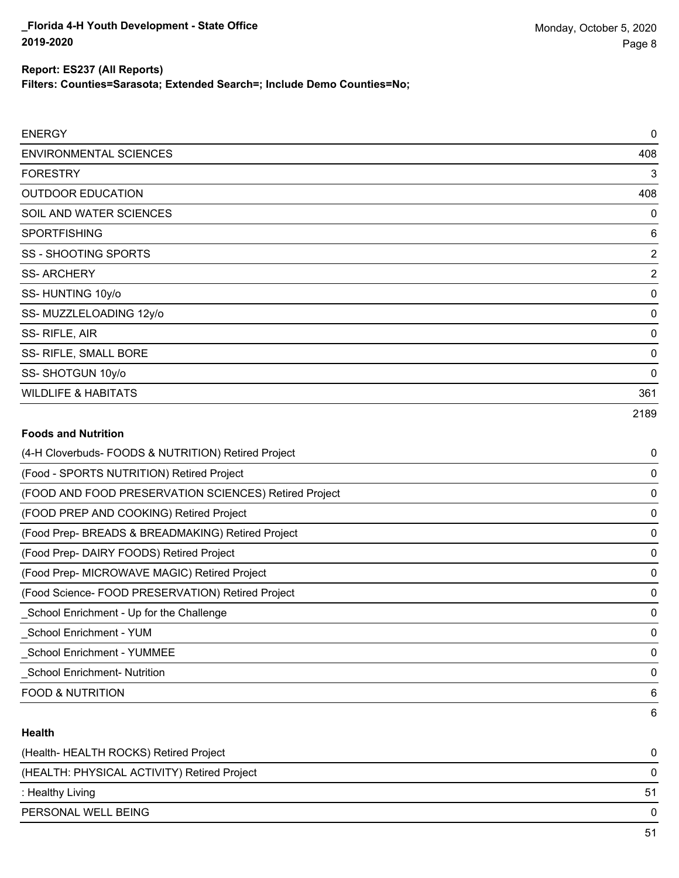**Report: ES237 (All Reports)**
**Filters: Counties=Sarasota; Extended Search=; Include Demo Counties=No;**

| | |
|---|---|
| ENERGY | 0 |
| ENVIRONMENTAL SCIENCES | 408 |
| FORESTRY | 3 |
| OUTDOOR EDUCATION | 408 |
| SOIL AND WATER SCIENCES | 0 |
| SPORTFISHING | 6 |
| SS - SHOOTING SPORTS | 2 |
| SS- ARCHERY | 2 |
| SS- HUNTING 10y/o | 0 |
| SS- MUZZLELOADING 12y/o | 0 |
| SS- RIFLE, AIR | 0 |
| SS- RIFLE, SMALL BORE | 0 |
| SS- SHOTGUN 10y/o | 0 |
| WILDLIFE & HABITATS | 361 |
| | 2189 |

**Foods and Nutrition**

| | |
|---|---|
| (4-H Cloverbuds- FOODS & NUTRITION) Retired Project | 0 |
| (Food - SPORTS NUTRITION) Retired Project | 0 |
| (FOOD AND FOOD PRESERVATION SCIENCES) Retired Project | 0 |
| (FOOD PREP AND COOKING) Retired Project | 0 |
| (Food Prep- BREADS & BREADMAKING) Retired Project | 0 |
| (Food Prep- DAIRY FOODS) Retired Project | 0 |
| (Food Prep- MICROWAVE MAGIC) Retired Project | 0 |
| (Food Science- FOOD PRESERVATION) Retired Project | 0 |
| _School Enrichment - Up for the Challenge | 0 |
| _School Enrichment - YUM | 0 |
| _School Enrichment - YUMMEE | 0 |
| _School Enrichment- Nutrition | 0 |
| FOOD & NUTRITION | 6 |
| | 6 |

**Health**

| | |
|---|---|
| (Health- HEALTH ROCKS) Retired Project | 0 |
| (HEALTH: PHYSICAL ACTIVITY) Retired Project | 0 |
| : Healthy Living | 51 |
| PERSONAL WELL BEING | 0 |
| | 51 |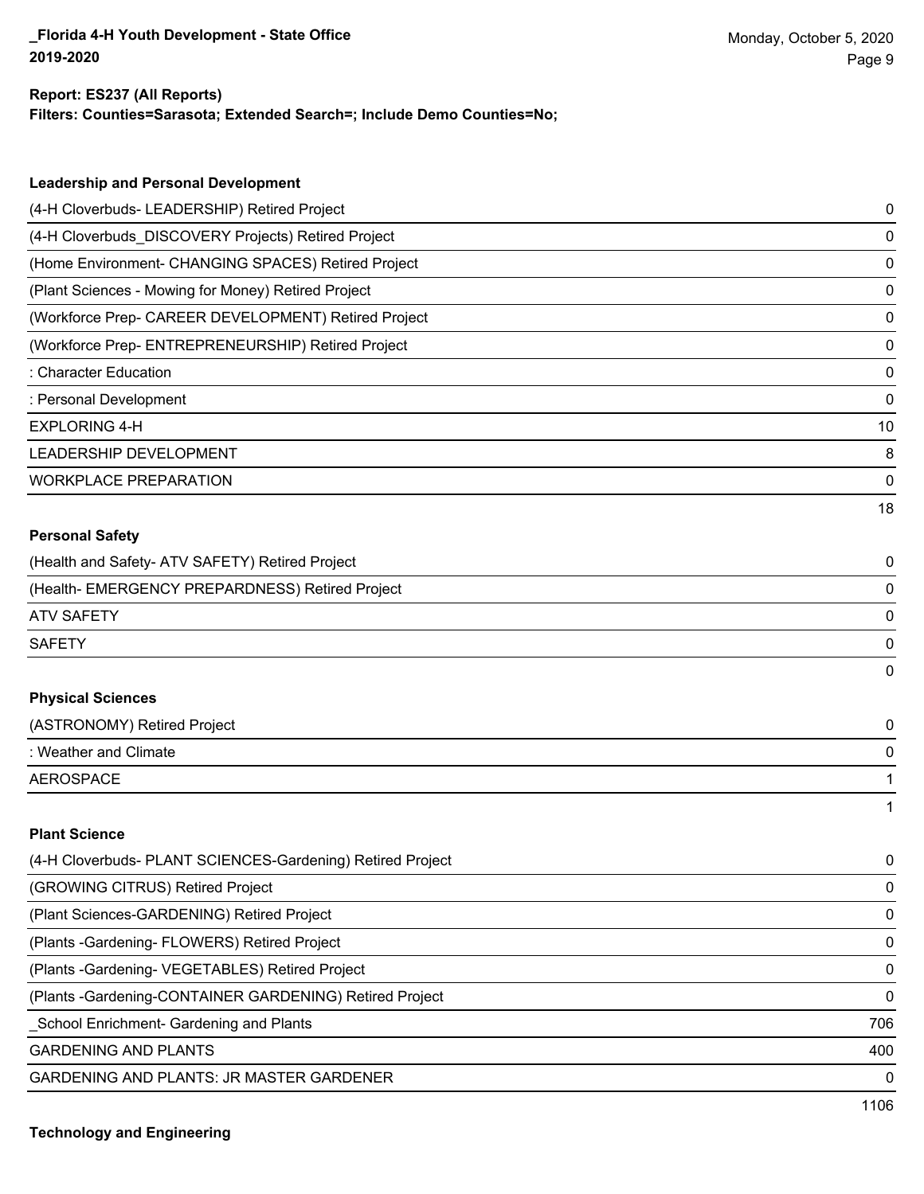**Report: ES237 (All Reports)**
**Filters: Counties=Sarasota; Extended Search=; Include Demo Counties=No;**

### Leadership and Personal Development

| Project | Count |
|---|---|
| (4-H Cloverbuds- LEADERSHIP) Retired Project | 0 |
| (4-H Cloverbuds_DISCOVERY Projects) Retired Project | 0 |
| (Home Environment- CHANGING SPACES) Retired Project | 0 |
| (Plant Sciences - Mowing for Money) Retired Project | 0 |
| (Workforce Prep- CAREER DEVELOPMENT) Retired Project | 0 |
| (Workforce Prep- ENTREPRENEURSHIP) Retired Project | 0 |
| : Character Education | 0 |
| : Personal Development | 0 |
| EXPLORING 4-H | 10 |
| LEADERSHIP DEVELOPMENT | 8 |
| WORKPLACE PREPARATION | 0 |
| | 18 |

### Personal Safety

| Project | Count |
|---|---|
| (Health and Safety- ATV SAFETY) Retired Project | 0 |
| (Health- EMERGENCY PREPARDNESS) Retired Project | 0 |
| ATV SAFETY | 0 |
| SAFETY | 0 |
| | 0 |

### Physical Sciences

| Project | Count |
|---|---|
| (ASTRONOMY) Retired Project | 0 |
| : Weather and Climate | 0 |
| AEROSPACE | 1 |
| | 1 |

### Plant Science

| Project | Count |
|---|---|
| (4-H Cloverbuds- PLANT SCIENCES-Gardening) Retired Project | 0 |
| (GROWING CITRUS) Retired Project | 0 |
| (Plant Sciences-GARDENING) Retired Project | 0 |
| (Plants -Gardening- FLOWERS) Retired Project | 0 |
| (Plants -Gardening- VEGETABLES) Retired Project | 0 |
| (Plants -Gardening-CONTAINER GARDENING) Retired Project | 0 |
| _School Enrichment- Gardening and Plants | 706 |
| GARDENING AND PLANTS | 400 |
| GARDENING AND PLANTS: JR MASTER GARDENER | 0 |
| | 1106 |

### Technology and Engineering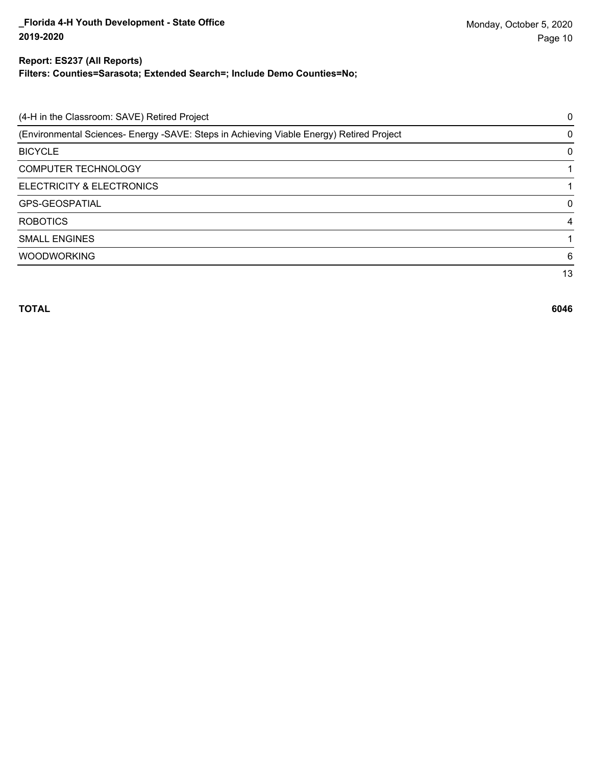**_Florida 4-H Youth Development - State Office**
**2019-2020**

Monday, October 5, 2020

**Report: ES237 (All Reports)**
**Filters: Counties=Sarasota; Extended Search=; Include Demo Counties=No;**

| | |
|---|---|
| (4-H in the Classroom: SAVE) Retired Project | 0 |
| (Environmental Sciences- Energy -SAVE: Steps in Achieving Viable Energy) Retired Project | 0 |
| BICYCLE | 0 |
| COMPUTER TECHNOLOGY | 1 |
| ELECTRICITY & ELECTRONICS | 1 |
| GPS-GEOSPATIAL | 0 |
| ROBOTICS | 4 |
| SMALL ENGINES | 1 |
| WOODWORKING | 6 |
| | 13 |

**TOTAL** **6046**